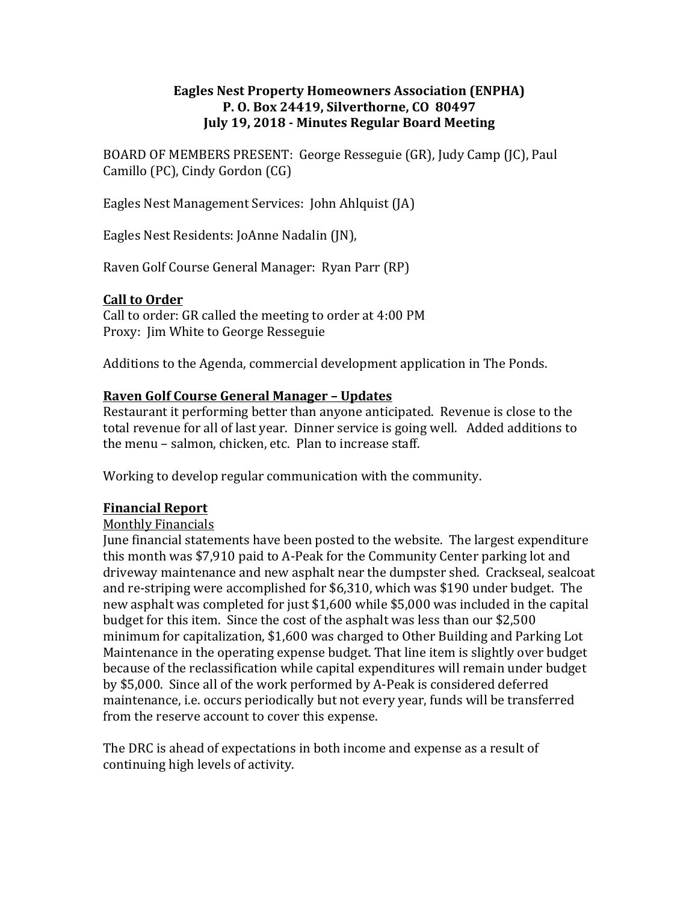**Eagles Nest Property Homeowners Association (ENPHA)**
**P. O. Box 24419, Silverthorne, CO 80497**
**July 19, 2018 - Minutes Regular Board Meeting**

BOARD OF MEMBERS PRESENT: George Resseguie (GR), Judy Camp (JC), Paul Camillo (PC), Cindy Gordon (CG)

Eagles Nest Management Services: John Ahlquist (JA)

Eagles Nest Residents: JoAnne Nadalin (JN),

Raven Golf Course General Manager: Ryan Parr (RP)

## Call to Order

Call to order: GR called the meeting to order at 4:00 PM
Proxy: Jim White to George Resseguie

Additions to the Agenda, commercial development application in The Ponds.

## Raven Golf Course General Manager – Updates

Restaurant it performing better than anyone anticipated. Revenue is close to the total revenue for all of last year. Dinner service is going well. Added additions to the menu – salmon, chicken, etc. Plan to increase staff.

Working to develop regular communication with the community.

## Financial Report

### Monthly Financials

June financial statements have been posted to the website. The largest expenditure this month was $7,910 paid to A-Peak for the Community Center parking lot and driveway maintenance and new asphalt near the dumpster shed. Crackseal, sealcoat and re-striping were accomplished for $6,310, which was $190 under budget. The new asphalt was completed for just $1,600 while $5,000 was included in the capital budget for this item. Since the cost of the asphalt was less than our $2,500 minimum for capitalization, $1,600 was charged to Other Building and Parking Lot Maintenance in the operating expense budget. That line item is slightly over budget because of the reclassification while capital expenditures will remain under budget by $5,000. Since all of the work performed by A-Peak is considered deferred maintenance, i.e. occurs periodically but not every year, funds will be transferred from the reserve account to cover this expense.

The DRC is ahead of expectations in both income and expense as a result of continuing high levels of activity.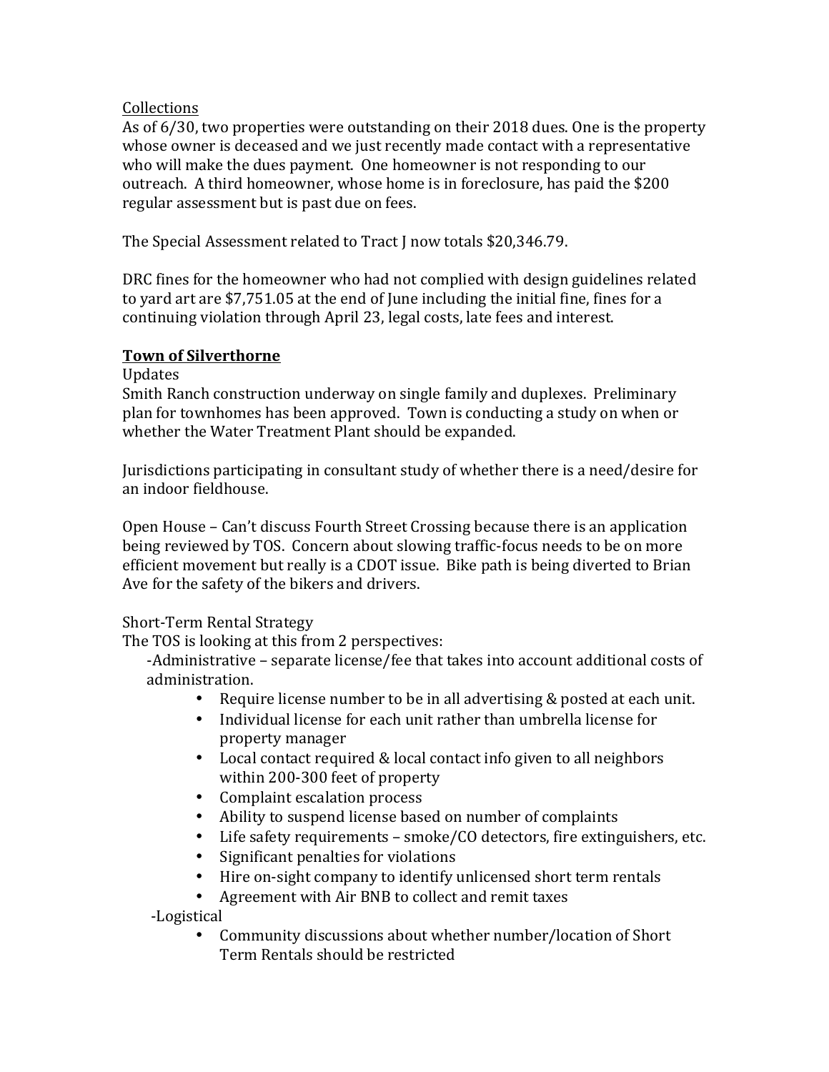Collections

As of 6/30, two properties were outstanding on their 2018 dues. One is the property whose owner is deceased and we just recently made contact with a representative who will make the dues payment. One homeowner is not responding to our outreach. A third homeowner, whose home is in foreclosure, has paid the $200 regular assessment but is past due on fees.

The Special Assessment related to Tract J now totals $20,346.79.

DRC fines for the homeowner who had not complied with design guidelines related to yard art are $7,751.05 at the end of June including the initial fine, fines for a continuing violation through April 23, legal costs, late fees and interest.

## **Town of Silverthorne**

Updates

Smith Ranch construction underway on single family and duplexes. Preliminary plan for townhomes has been approved. Town is conducting a study on when or whether the Water Treatment Plant should be expanded.

Jurisdictions participating in consultant study of whether there is a need/desire for an indoor fieldhouse.

Open House – Can't discuss Fourth Street Crossing because there is an application being reviewed by TOS. Concern about slowing traffic-focus needs to be on more efficient movement but really is a CDOT issue. Bike path is being diverted to Brian Ave for the safety of the bikers and drivers.

Short-Term Rental Strategy

The TOS is looking at this from 2 perspectives:

-Administrative – separate license/fee that takes into account additional costs of administration.

- Require license number to be in all advertising & posted at each unit.
- Individual license for each unit rather than umbrella license for property manager
- Local contact required & local contact info given to all neighbors within 200-300 feet of property
- Complaint escalation process
- Ability to suspend license based on number of complaints
- Life safety requirements – smoke/CO detectors, fire extinguishers, etc.
- Significant penalties for violations
- Hire on-sight company to identify unlicensed short term rentals
- Agreement with Air BNB to collect and remit taxes

-Logistical

- Community discussions about whether number/location of Short Term Rentals should be restricted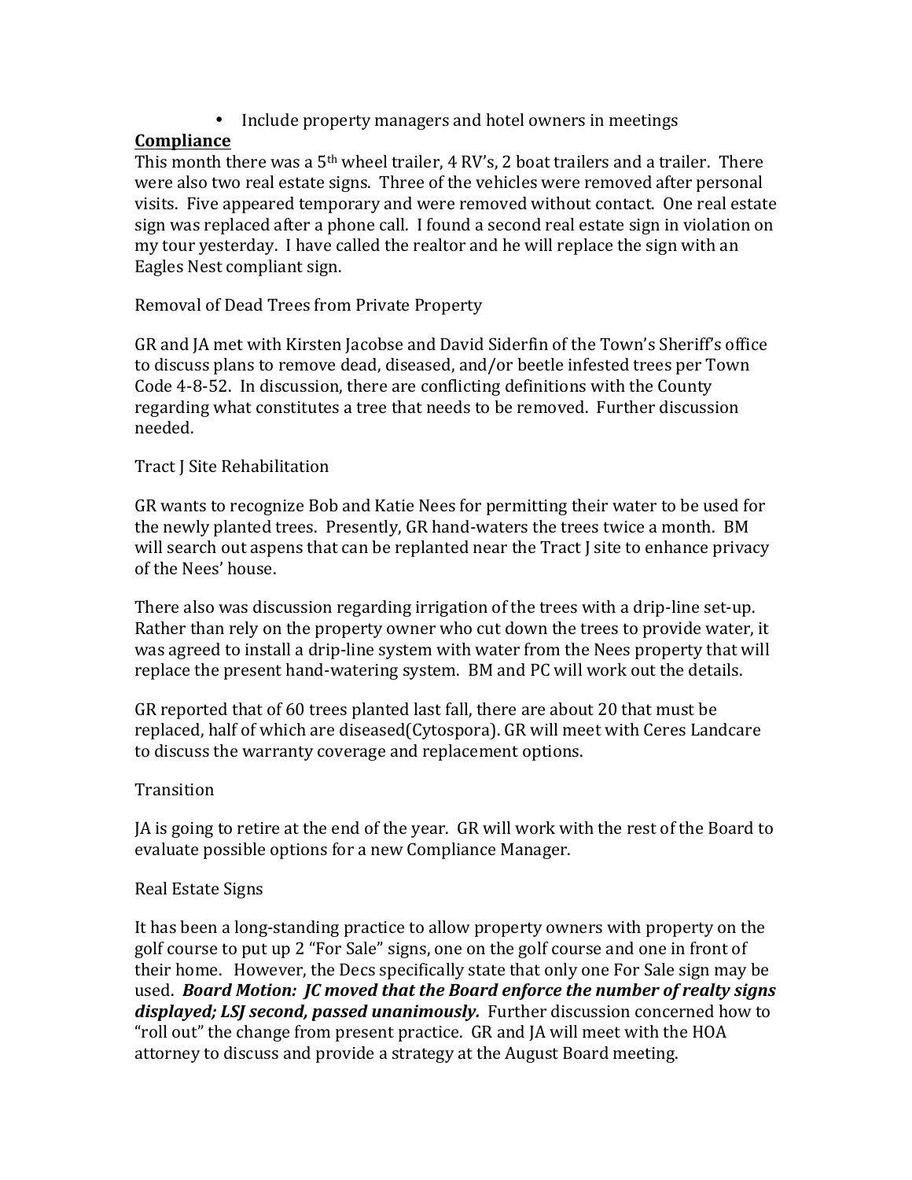- Include property managers and hotel owners in meetings

**Compliance**

This month there was a 5th wheel trailer, 4 RV's, 2 boat trailers and a trailer. There were also two real estate signs. Three of the vehicles were removed after personal visits. Five appeared temporary and were removed without contact. One real estate sign was replaced after a phone call. I found a second real estate sign in violation on my tour yesterday. I have called the realtor and he will replace the sign with an Eagles Nest compliant sign.

Removal of Dead Trees from Private Property

GR and JA met with Kirsten Jacobse and David Siderfin of the Town's Sheriff's office to discuss plans to remove dead, diseased, and/or beetle infested trees per Town Code 4-8-52. In discussion, there are conflicting definitions with the County regarding what constitutes a tree that needs to be removed. Further discussion needed.

Tract J Site Rehabilitation

GR wants to recognize Bob and Katie Nees for permitting their water to be used for the newly planted trees. Presently, GR hand-waters the trees twice a month. BM will search out aspens that can be replanted near the Tract J site to enhance privacy of the Nees' house.

There also was discussion regarding irrigation of the trees with a drip-line set-up. Rather than rely on the property owner who cut down the trees to provide water, it was agreed to install a drip-line system with water from the Nees property that will replace the present hand-watering system. BM and PC will work out the details.

GR reported that of 60 trees planted last fall, there are about 20 that must be replaced, half of which are diseased(Cytospora). GR will meet with Ceres Landcare to discuss the warranty coverage and replacement options.

Transition

JA is going to retire at the end of the year. GR will work with the rest of the Board to evaluate possible options for a new Compliance Manager.

Real Estate Signs

It has been a long-standing practice to allow property owners with property on the golf course to put up 2 "For Sale" signs, one on the golf course and one in front of their home. However, the Decs specifically state that only one For Sale sign may be used. ***Board Motion: JC moved that the Board enforce the number of realty signs displayed; LSJ second, passed unanimously.*** Further discussion concerned how to "roll out" the change from present practice. GR and JA will meet with the HOA attorney to discuss and provide a strategy at the August Board meeting.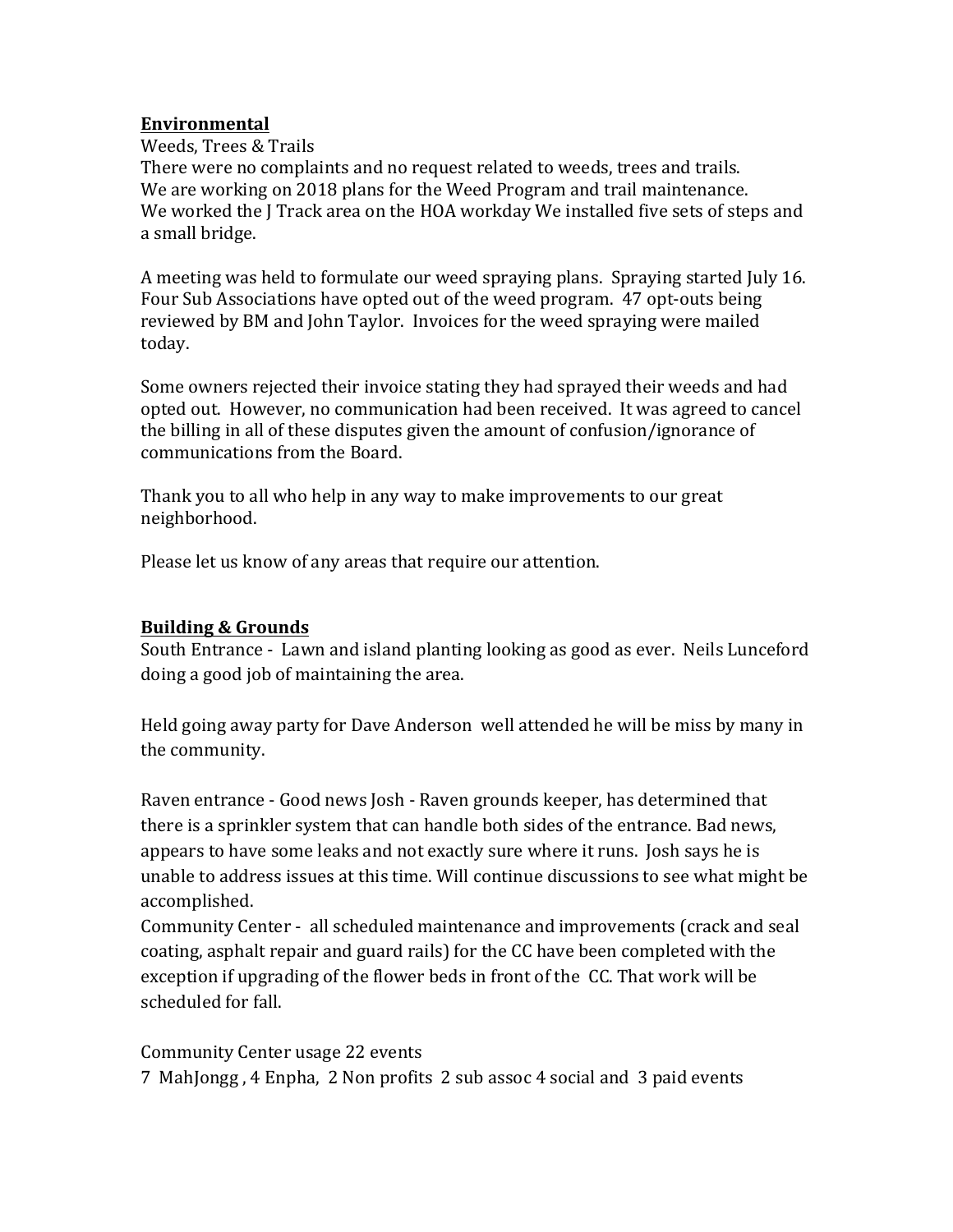**Environmental**

Weeds, Trees & Trails

There were no complaints and no request related to weeds, trees and trails.
We are working on 2018 plans for the Weed Program and trail maintenance.
We worked the J Track area on the HOA workday We installed five sets of steps and a small bridge.

A meeting was held to formulate our weed spraying plans. Spraying started July 16. Four Sub Associations have opted out of the weed program. 47 opt-outs being reviewed by BM and John Taylor. Invoices for the weed spraying were mailed today.

Some owners rejected their invoice stating they had sprayed their weeds and had opted out. However, no communication had been received. It was agreed to cancel the billing in all of these disputes given the amount of confusion/ignorance of communications from the Board.

Thank you to all who help in any way to make improvements to our great neighborhood.

Please let us know of any areas that require our attention.

**Building & Grounds**

South Entrance - Lawn and island planting looking as good as ever. Neils Lunceford doing a good job of maintaining the area.

Held going away party for Dave Anderson well attended he will be miss by many in the community.

Raven entrance - Good news Josh - Raven grounds keeper, has determined that there is a sprinkler system that can handle both sides of the entrance. Bad news, appears to have some leaks and not exactly sure where it runs. Josh says he is unable to address issues at this time. Will continue discussions to see what might be accomplished.

Community Center - all scheduled maintenance and improvements (crack and seal coating, asphalt repair and guard rails) for the CC have been completed with the exception if upgrading of the flower beds in front of the CC. That work will be scheduled for fall.

Community Center usage 22 events
7 MahJongg , 4 Enpha, 2 Non profits 2 sub assoc 4 social and 3 paid events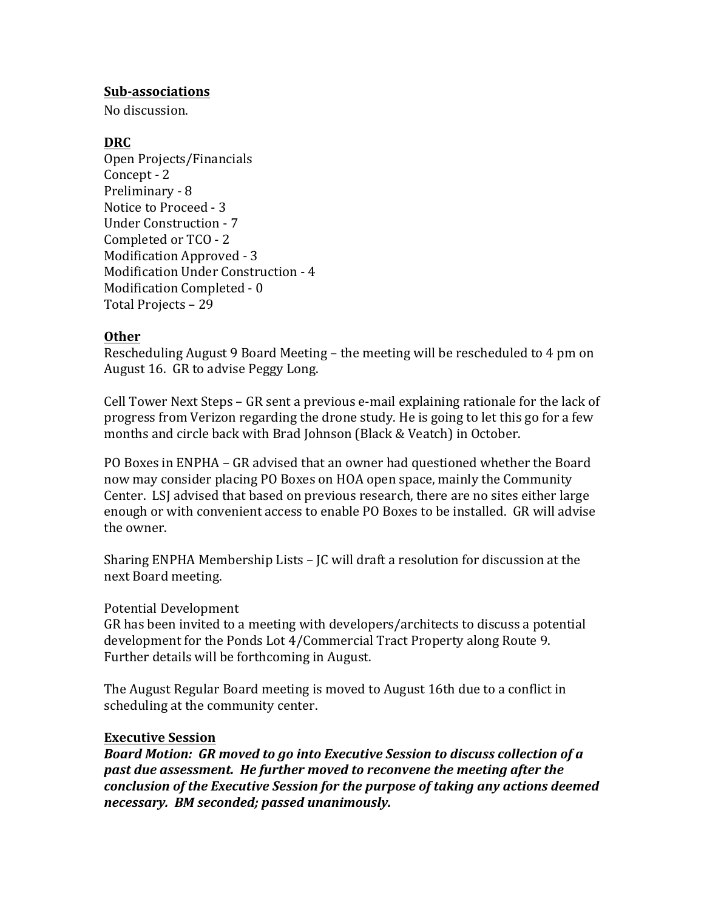**Sub-associations**

No discussion.

**DRC**

Open Projects/Financials
Concept - 2
Preliminary - 8
Notice to Proceed - 3
Under Construction - 7
Completed or TCO - 2
Modification Approved - 3
Modification Under Construction - 4
Modification Completed - 0
Total Projects – 29

**Other**

Rescheduling August 9 Board Meeting – the meeting will be rescheduled to 4 pm on August 16. GR to advise Peggy Long.

Cell Tower Next Steps – GR sent a previous e-mail explaining rationale for the lack of progress from Verizon regarding the drone study. He is going to let this go for a few months and circle back with Brad Johnson (Black & Veatch) in October.

PO Boxes in ENPHA – GR advised that an owner had questioned whether the Board now may consider placing PO Boxes on HOA open space, mainly the Community Center. LSJ advised that based on previous research, there are no sites either large enough or with convenient access to enable PO Boxes to be installed. GR will advise the owner.

Sharing ENPHA Membership Lists – JC will draft a resolution for discussion at the next Board meeting.

Potential Development
GR has been invited to a meeting with developers/architects to discuss a potential development for the Ponds Lot 4/Commercial Tract Property along Route 9. Further details will be forthcoming in August.

The August Regular Board meeting is moved to August 16th due to a conflict in scheduling at the community center.

**Executive Session**

***Board Motion: GR moved to go into Executive Session to discuss collection of a past due assessment. He further moved to reconvene the meeting after the conclusion of the Executive Session for the purpose of taking any actions deemed necessary. BM seconded; passed unanimously.***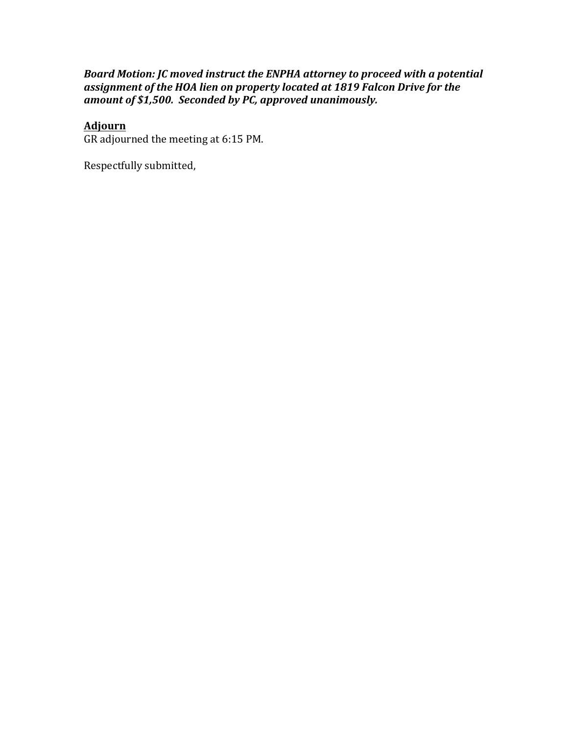***Board Motion: JC moved instruct the ENPHA attorney to proceed with a potential assignment of the HOA lien on property located at 1819 Falcon Drive for the amount of $1,500. Seconded by PC, approved unanimously.***

## Adjourn

GR adjourned the meeting at 6:15 PM.

Respectfully submitted,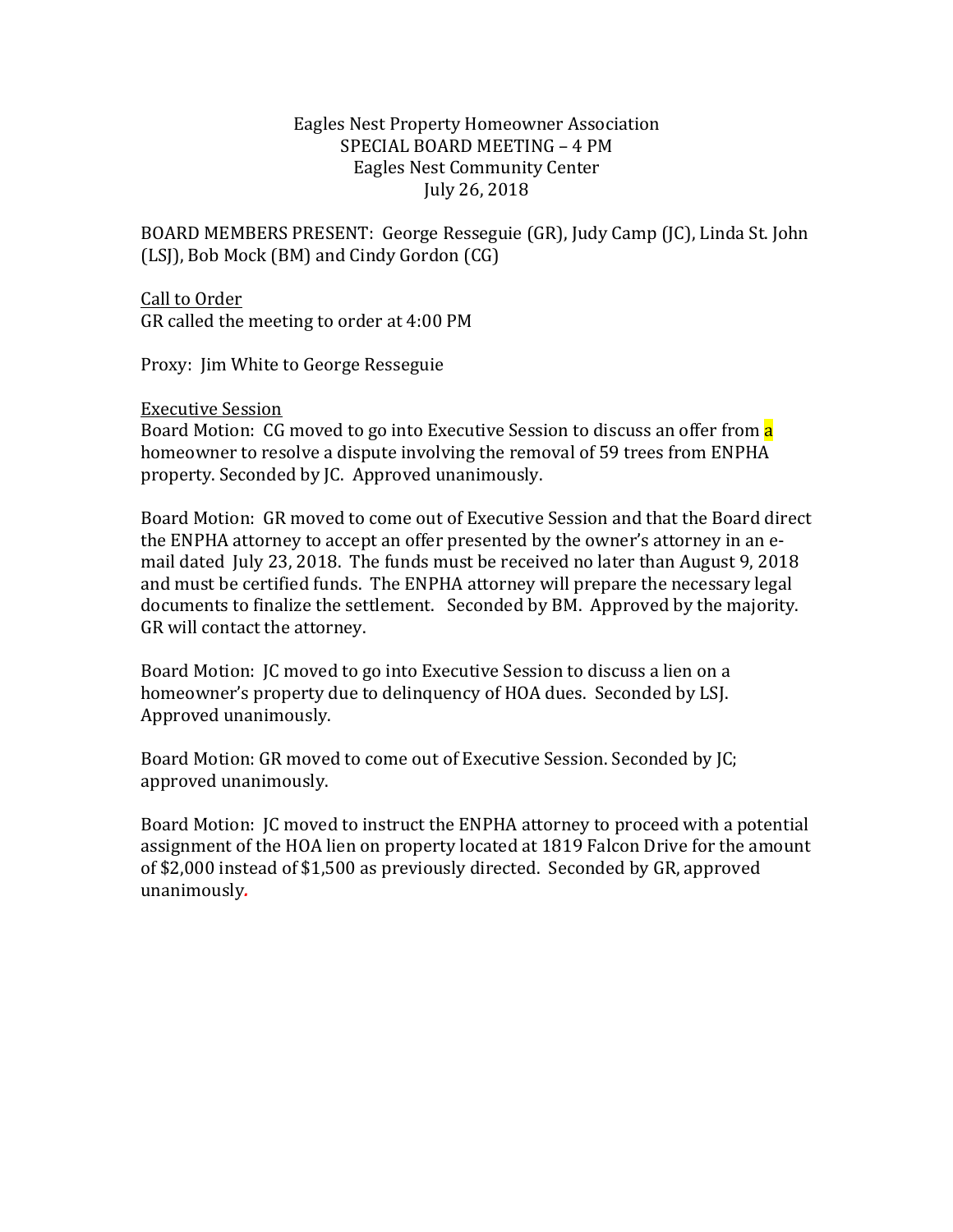Eagles Nest Property Homeowner Association
SPECIAL BOARD MEETING – 4 PM
Eagles Nest Community Center
July 26, 2018

BOARD MEMBERS PRESENT: George Resseguie (GR), Judy Camp (JC), Linda St. John (LSJ), Bob Mock (BM) and Cindy Gordon (CG)

<u>Call to Order</u>
GR called the meeting to order at 4:00 PM

Proxy: Jim White to George Resseguie

<u>Executive Session</u>
Board Motion: CG moved to go into Executive Session to discuss an offer from a homeowner to resolve a dispute involving the removal of 59 trees from ENPHA property. Seconded by JC. Approved unanimously.

Board Motion: GR moved to come out of Executive Session and that the Board direct the ENPHA attorney to accept an offer presented by the owner's attorney in an e-mail dated July 23, 2018. The funds must be received no later than August 9, 2018 and must be certified funds. The ENPHA attorney will prepare the necessary legal documents to finalize the settlement. Seconded by BM. Approved by the majority. GR will contact the attorney.

Board Motion: JC moved to go into Executive Session to discuss a lien on a homeowner's property due to delinquency of HOA dues. Seconded by LSJ. Approved unanimously.

Board Motion: GR moved to come out of Executive Session. Seconded by JC; approved unanimously.

Board Motion: JC moved to instruct the ENPHA attorney to proceed with a potential assignment of the HOA lien on property located at 1819 Falcon Drive for the amount of $2,000 instead of $1,500 as previously directed. Seconded by GR, approved unanimously.